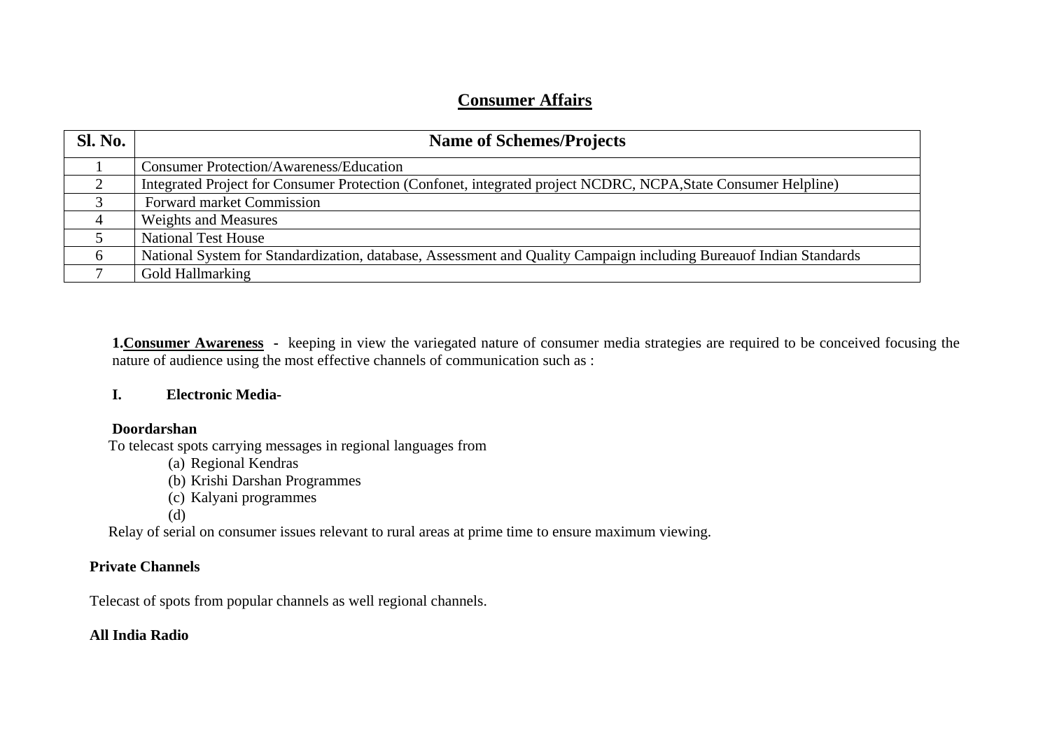# Consumer Affairs

| Sl. No. | Name of Schemes/Projects |
|---|---|
| 1 | Consumer Protection/Awareness/Education |
| 2 | Integrated Project for Consumer Protection (Confonet, integrated project NCDRC, NCPA,State Consumer Helpline) |
| 3 | Forward market Commission |
| 4 | Weights and Measures |
| 5 | National Test House |
| 6 | National System for Standardization, database, Assessment and Quality Campaign including Bureauof Indian Standards |
| 7 | Gold Hallmarking |

**1.<u>Consumer Awareness</u>** - keeping in view the variegated nature of consumer media strategies are required to be conceived focusing the nature of audience using the most effective channels of communication such as :

**I. Electronic Media-**

**Doordarshan**

To telecast spots carrying messages in regional languages from

(a) Regional Kendras
(b) Krishi Darshan Programmes
(c) Kalyani programmes
(d)

Relay of serial on consumer issues relevant to rural areas at prime time to ensure maximum viewing.

**Private Channels**

Telecast of spots from popular channels as well regional channels.

**All India Radio**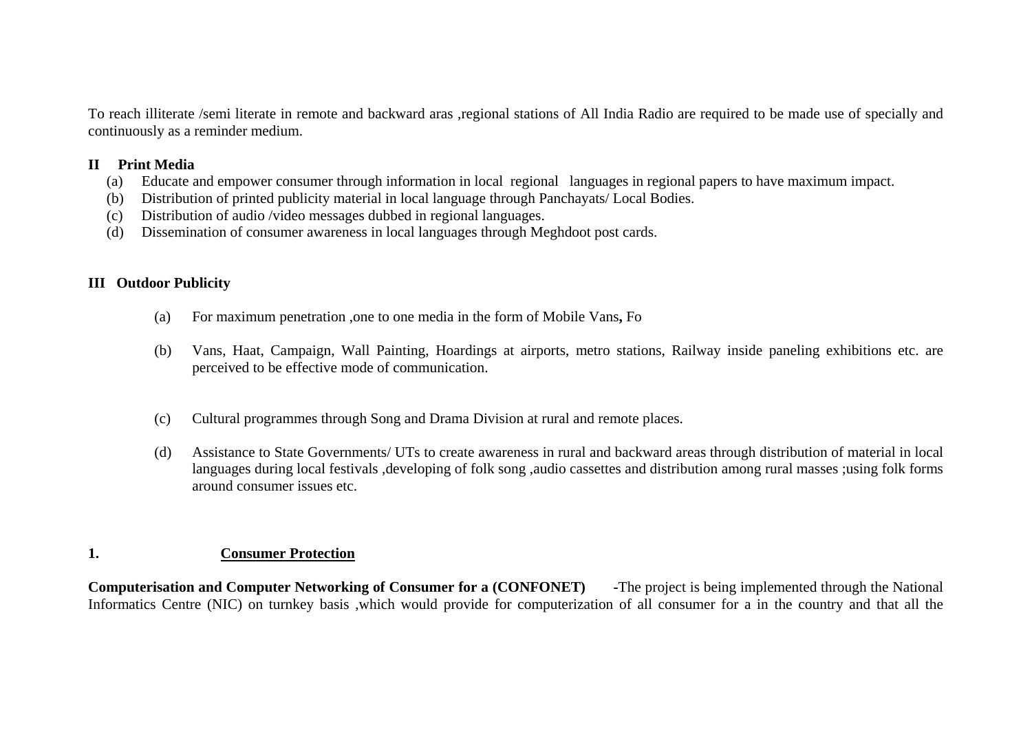To reach illiterate /semi literate in remote and backward aras ,regional stations of All India Radio are required to be made use of specially and continuously as a reminder medium.

**II Print Media**

(a) Educate and empower consumer through information in local regional languages in regional papers to have maximum impact.
(b) Distribution of printed publicity material in local language through Panchayats/ Local Bodies.
(c) Distribution of audio /video messages dubbed in regional languages.
(d) Dissemination of consumer awareness in local languages through Meghdoot post cards.

**III Outdoor Publicity**

(a) For maximum penetration ,one to one media in the form of Mobile Vans**,** Fo

(b) Vans, Haat, Campaign, Wall Painting, Hoardings at airports, metro stations, Railway inside paneling exhibitions etc. are perceived to be effective mode of communication.

(c) Cultural programmes through Song and Drama Division at rural and remote places.

(d) Assistance to State Governments/ UTs to create awareness in rural and backward areas through distribution of material in local languages during local festivals ,developing of folk song ,audio cassettes and distribution among rural masses ;using folk forms around consumer issues etc.

**1. Consumer Protection**

**Computerisation and Computer Networking of Consumer for a (CONFONET)** -The project is being implemented through the National Informatics Centre (NIC) on turnkey basis ,which would provide for computerization of all consumer for a in the country and that all the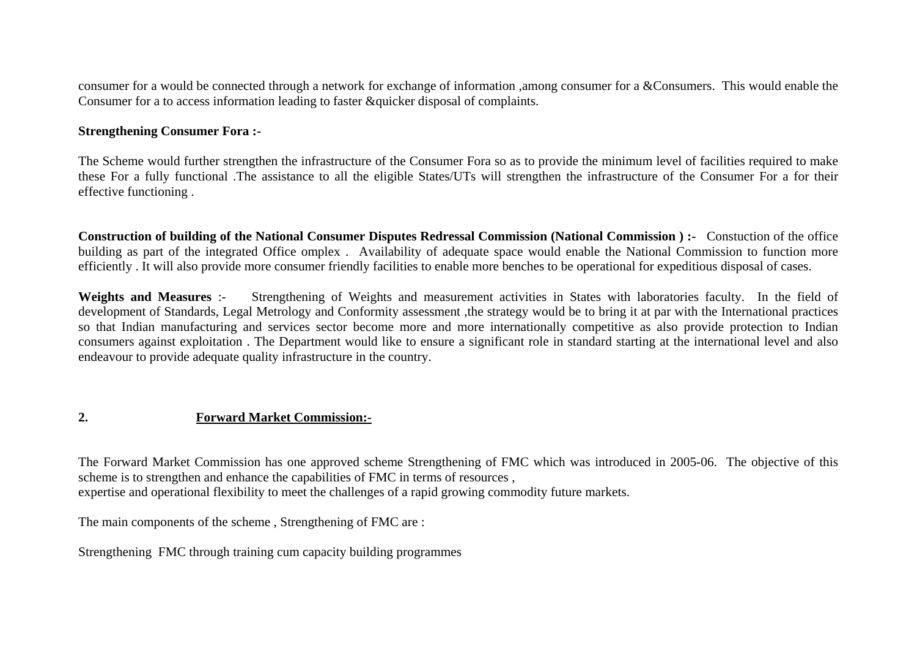consumer for a would be connected through a network for exchange of information ,among consumer for a &Consumers. This would enable the Consumer for a to access information leading to faster &quicker disposal of complaints.

**Strengthening Consumer Fora :-**

The Scheme would further strengthen the infrastructure of the Consumer Fora so as to provide the minimum level of facilities required to make these For a fully functional .The assistance to all the eligible States/UTs will strengthen the infrastructure of the Consumer For a for their effective functioning .

**Construction of building of the National Consumer Disputes Redressal Commission (National Commission ) :-** Constuction of the office building as part of the integrated Office omplex . Availability of adequate space would enable the National Commission to function more efficiently . It will also provide more consumer friendly facilities to enable more benches to be operational for expeditious disposal of cases.

**Weights and Measures** :- Strengthening of Weights and measurement activities in States with laboratories faculty. In the field of development of Standards, Legal Metrology and Conformity assessment ,the strategy would be to bring it at par with the International practices so that Indian manufacturing and services sector become more and more internationally competitive as also provide protection to Indian consumers against exploitation . The Department would like to ensure a significant role in standard starting at the international level and also endeavour to provide adequate quality infrastructure in the country.

## 2. Forward Market Commission:-

The Forward Market Commission has one approved scheme Strengthening of FMC which was introduced in 2005-06. The objective of this scheme is to strengthen and enhance the capabilities of FMC in terms of resources ,
expertise and operational flexibility to meet the challenges of a rapid growing commodity future markets.

The main components of the scheme , Strengthening of FMC are :

Strengthening FMC through training cum capacity building programmes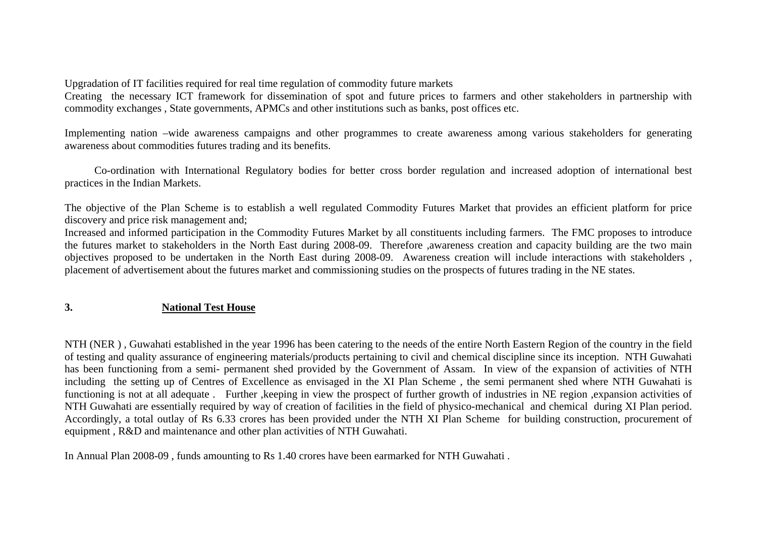Upgradation of IT facilities required for real time regulation of commodity future markets
Creating the necessary ICT framework for dissemination of spot and future prices to farmers and other stakeholders in partnership with commodity exchanges , State governments, APMCs and other institutions such as banks, post offices etc.

Implementing nation –wide awareness campaigns and other programmes to create awareness among various stakeholders for generating awareness about commodities futures trading and its benefits.

Co-ordination with International Regulatory bodies for better cross border regulation and increased adoption of international best practices in the Indian Markets.

The objective of the Plan Scheme is to establish a well regulated Commodity Futures Market that provides an efficient platform for price discovery and price risk management and;
Increased and informed participation in the Commodity Futures Market by all constituents including farmers. The FMC proposes to introduce the futures market to stakeholders in the North East during 2008-09. Therefore ,awareness creation and capacity building are the two main objectives proposed to be undertaken in the North East during 2008-09. Awareness creation will include interactions with stakeholders , placement of advertisement about the futures market and commissioning studies on the prospects of futures trading in the NE states.

## 3. <u>National Test House</u>

NTH (NER ) , Guwahati established in the year 1996 has been catering to the needs of the entire North Eastern Region of the country in the field of testing and quality assurance of engineering materials/products pertaining to civil and chemical discipline since its inception. NTH Guwahati has been functioning from a semi- permanent shed provided by the Government of Assam. In view of the expansion of activities of NTH including the setting up of Centres of Excellence as envisaged in the XI Plan Scheme , the semi permanent shed where NTH Guwahati is functioning is not at all adequate . Further ,keeping in view the prospect of further growth of industries in NE region ,expansion activities of NTH Guwahati are essentially required by way of creation of facilities in the field of physico-mechanical and chemical during XI Plan period. Accordingly, a total outlay of Rs 6.33 crores has been provided under the NTH XI Plan Scheme for building construction, procurement of equipment , R&D and maintenance and other plan activities of NTH Guwahati.

In Annual Plan 2008-09 , funds amounting to Rs 1.40 crores have been earmarked for NTH Guwahati .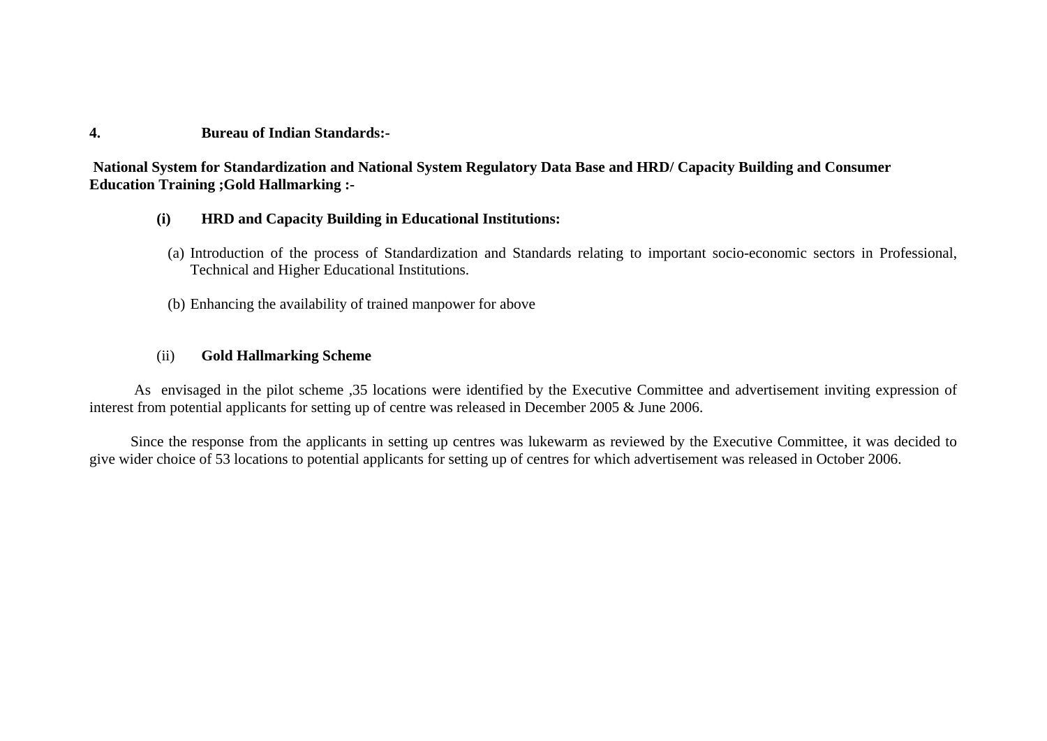**4. Bureau of Indian Standards:-**

**National System for Standardization and National System Regulatory Data Base and HRD/ Capacity Building and Consumer Education Training ;Gold Hallmarking :-**

**(i) HRD and Capacity Building in Educational Institutions:**

(a) Introduction of the process of Standardization and Standards relating to important socio-economic sectors in Professional, Technical and Higher Educational Institutions.

(b) Enhancing the availability of trained manpower for above

(ii) **Gold Hallmarking Scheme**

As envisaged in the pilot scheme ,35 locations were identified by the Executive Committee and advertisement inviting expression of interest from potential applicants for setting up of centre was released in December 2005 & June 2006.

Since the response from the applicants in setting up centres was lukewarm as reviewed by the Executive Committee, it was decided to give wider choice of 53 locations to potential applicants for setting up of centres for which advertisement was released in October 2006.